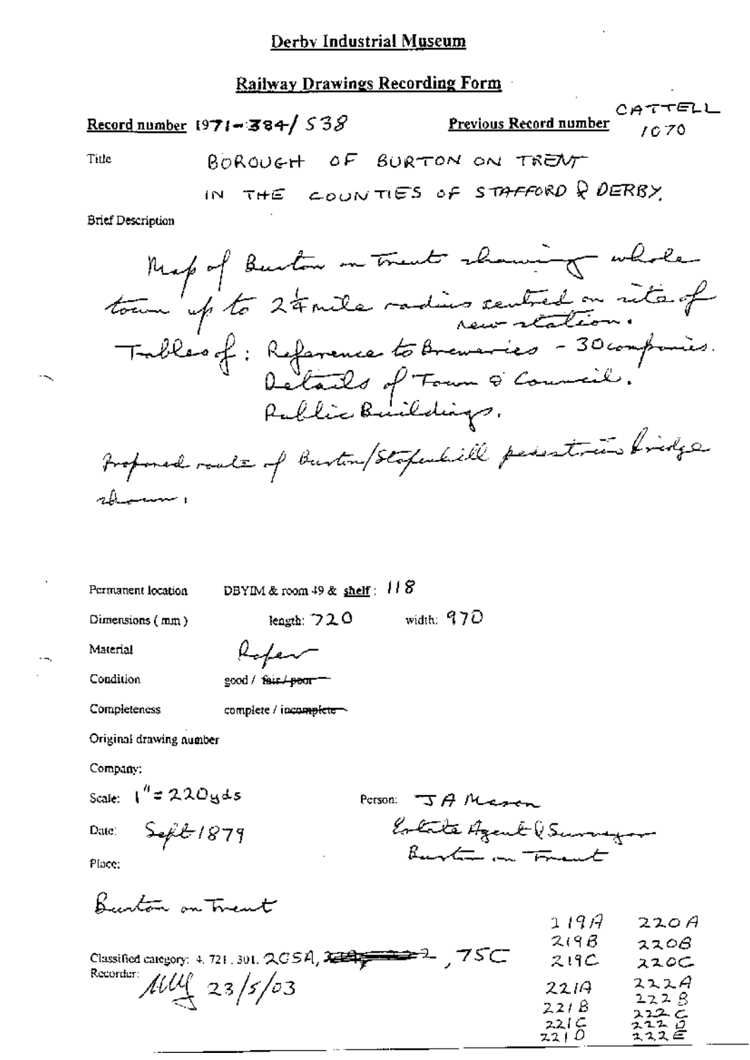# Derby Industrial Museum

## Railway Drawings Recording Form

**Record number** 1971-384/538

**Previous Record number** CATTELL 1070

Title: BOROUGH OF BURTON ON TRENT IN THE COUNTIES OF STAFFORD & DERBY

Brief Description

Map of Burton on Trent showing whole town up to 2¼ mile radius centred on site of new station.
Tables of: Reference to Breweries - 30 companies.
Details of Town & Council.
Public Buildings.
Proposed route of Burton/Stapenhill pedestrian bridge shown.

Permanent location: DBYIM & room 49 & **shelf**: 118

Dimensions (mm): length: 720 width: 970

Material: Paper

Condition: good / ~~fair / poor~~

Completeness: complete / ~~incomplete~~

Original drawing number

Company:

Scale: 1" = 220yds

Person: J A Mason
Estate Agent & Surveyor
Burton on Trent

Date: Sept 1879

Place:

Burton on Trent

Classified category: 4. 721. 301. 205A, ~~[struck through]~~, 75C

219A 220A
219B 220B
219C 220C
221A 222A
221B 222B
221C 222C
221D 222D
222E

Recorder: MM 23/5/03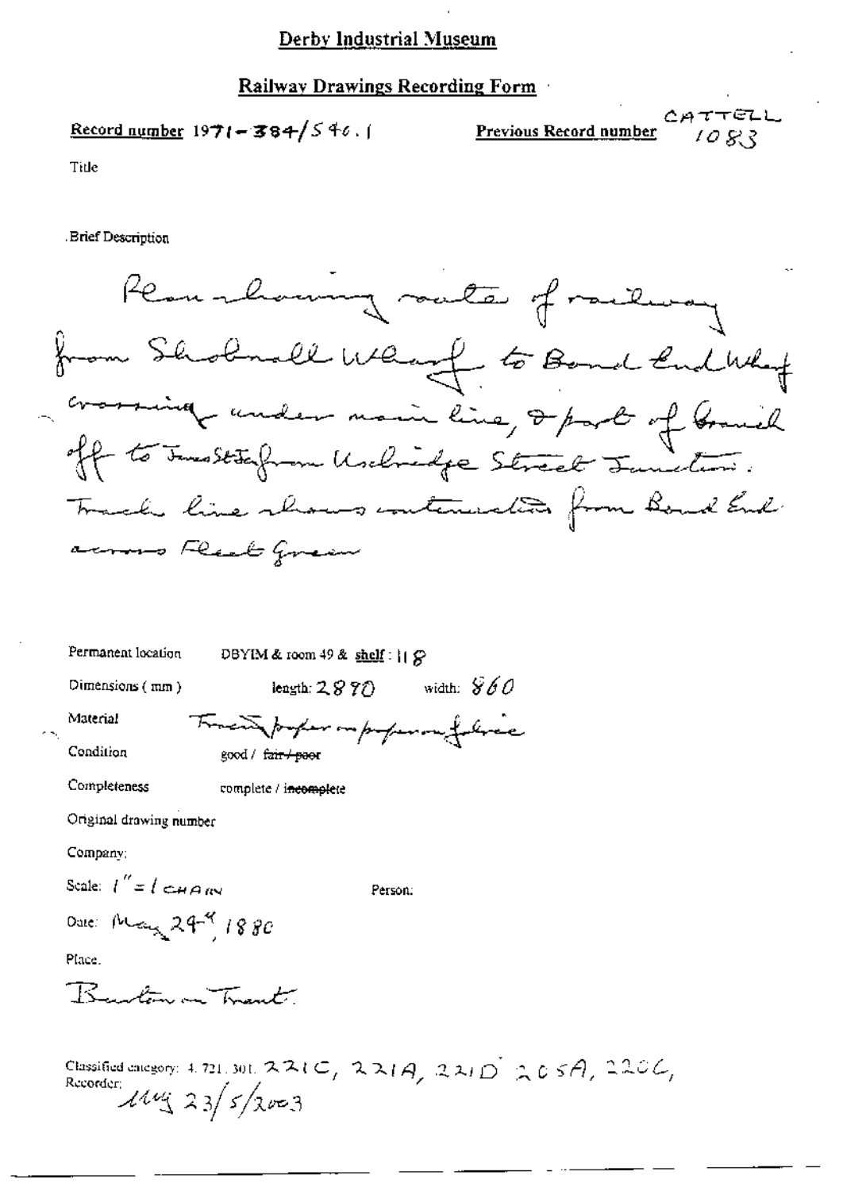# Derby Industrial Museum

## Railway Drawings Recording Form

**Record number** 1971-384/540.1

**Previous Record number** CATTELL 1083

Title

Brief Description

Plan showing route of railway from Shobnall Wharf to Bond End Wharf crossing under main line, & part of branch off to Inns St. from Uxbridge Street Junction. Track line shows extension from Bond End across Fleet Green

Permanent location: DBYIM & room 49 & shelf: 118

Dimensions (mm): length: 2890 width: 860

Material: Tracing paper on paper on fabric

Condition: good / ~~fair / poor~~

Completeness: complete / ~~incomplete~~

Original drawing number

Company:

Scale: 1" = 1 CHAIN

Person:

Date: May 24th 1880

Place:

Burton on Trent

Classified category: 4.721.301. 221C, 221A, 221D 205A, 220C,

Recorder: MG 23/5/2003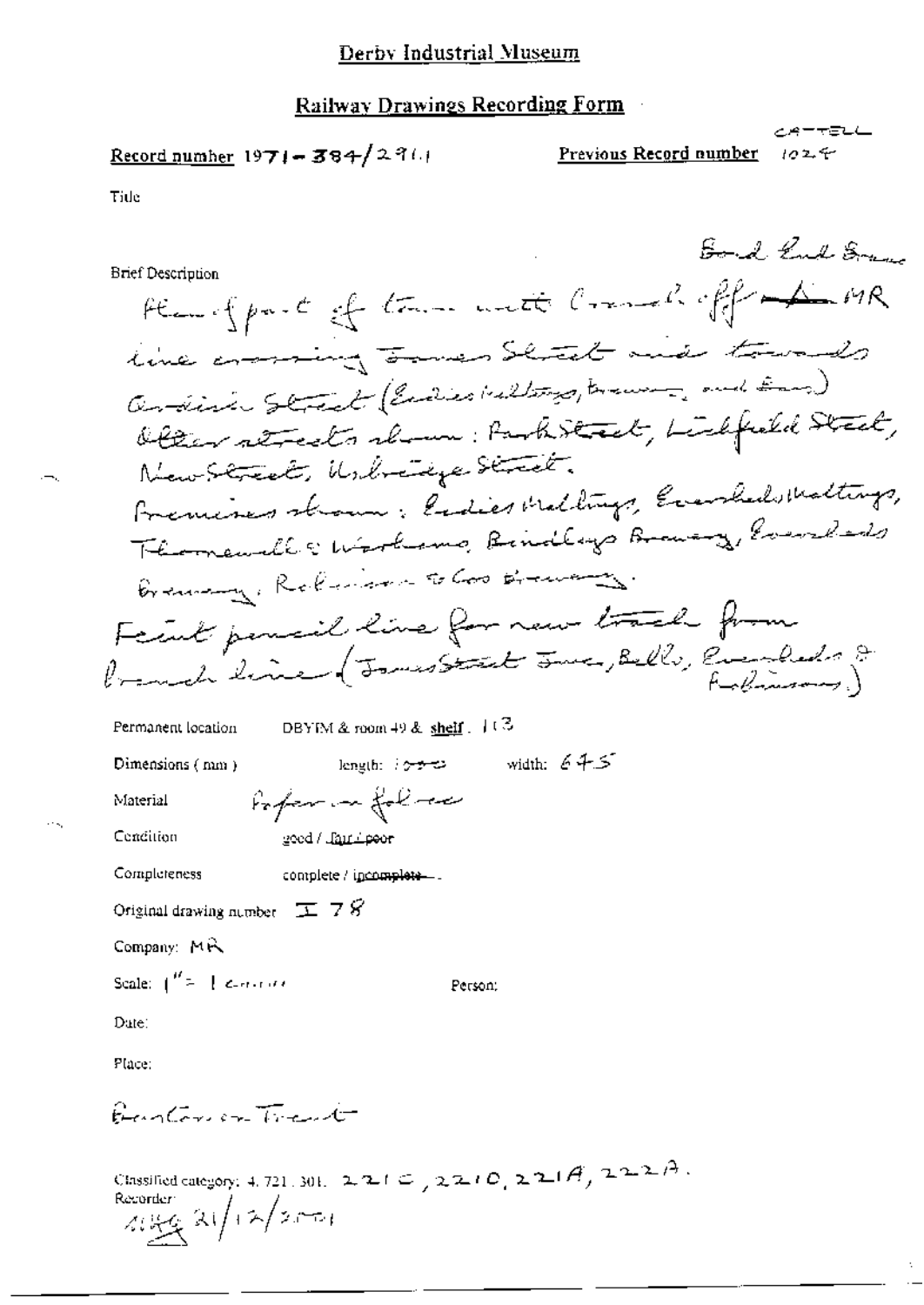# Derby Industrial Museum

## Railway Drawings Recording Form

**Record number** 1971-384/291.1

**Previous Record number** CATTELL 1024

Title

**Brief Description**

Bond End Branch

Plan of part of town with branch off MR line crossing James Street and towards Anderson Street (Eadies maltings, brewery, and Bass) Other streets shown: Park Street, Lichfield Street, New Street, Uxbridge Street.
Premises shown: Eadies Maltings, Eversheds Maltings, Thornewill & Warhams, Bindleys Brewery, Eversheds Brewery, Robinson & Co Brewery.
Feint pencil line for new track from branch line (James Street Junc, Bells, Eversheds & Robinsons.)

Permanent location DBYIM & room 49 & **shelf** 113

Dimensions (mm) length: 1000 width: 645

Material Paper on fol...

Condition good / fair / poor

Completeness complete / incomplete

Original drawing number I 78

Company: MR

Scale: 1" = 1 chain

Person:

Date:

Place:

Burton on Trent

Classified category: 4. 721. 301. 221C, 221D, 221A, 222A.

Recorder: [initials] 21/12/2001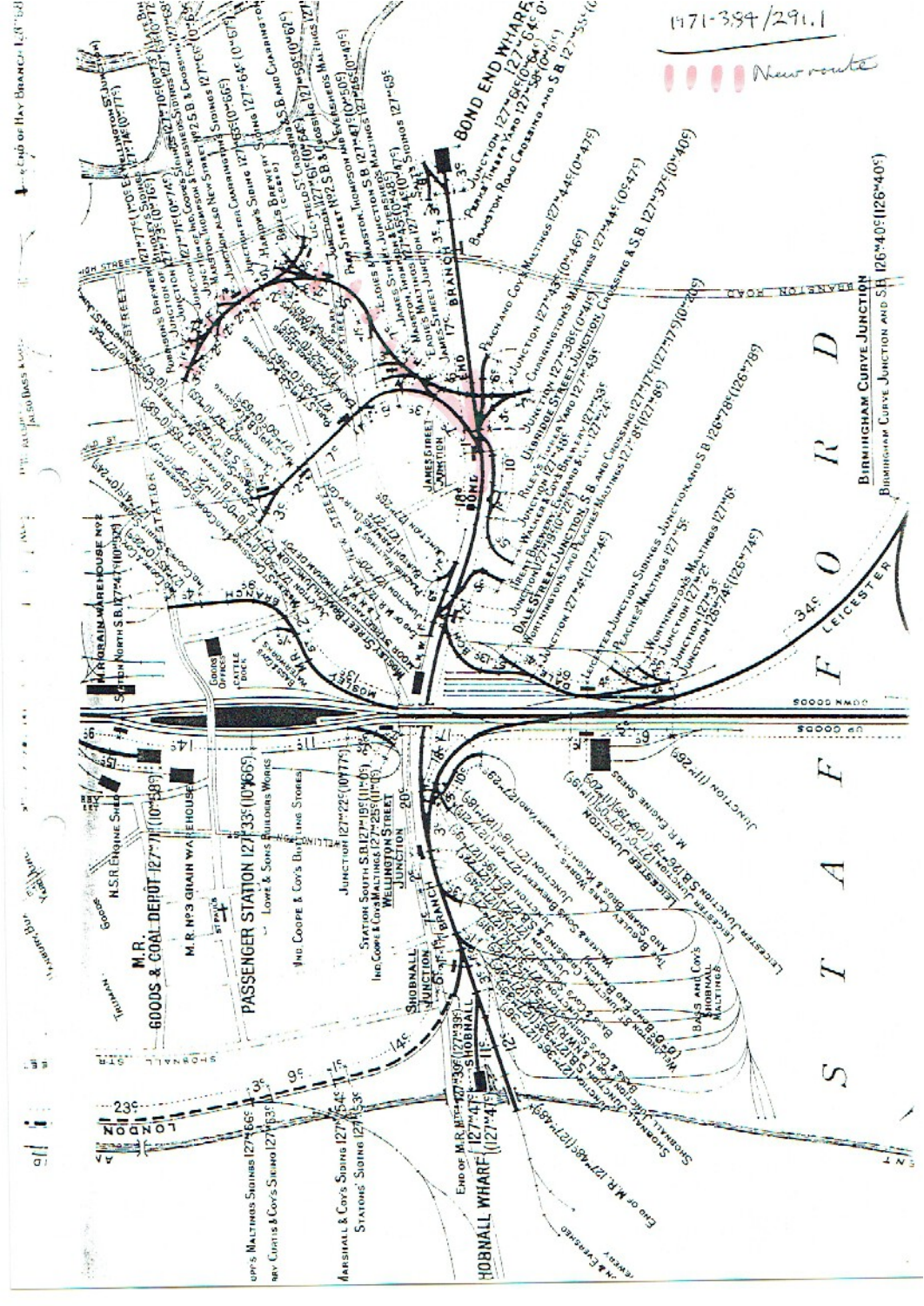1971-384/291.1

New route

BOND END WHARF

S T A F F O R D

PASSENGER STATION 127M 33C (10M 66C)

M.R. GOODS & COAL DEPOT 127M 71C (10M 38C)

M.R. No 3 GRAIN WAREHOUSE

M.R. GRAIN WAREHOUSE No 2

STATION NORTH S.B.

STATION SOUTH S.B.

N.S.R. ENGINE SHED

GOODS OFFICES

CATTLE DOCK

LOWE & SONS BUILDERS WORKS

IND COOPE & COY'S BOTTLING STORES

WELLINGTON STREET JUNCTION

SHOBNALL JUNCTION

SHOBNALL BRANCH

SHOBNALL WHARF

END OF M.R.

BASS AND COY'S SHOBNALL MALTINGS

JAMES STREET JUNCTION

BOND END BRANCH

UXBRIDGE STREET JUNCTION

DALE STREET JUNCTION

LEICESTER JUNCTION

LEICESTER JUNCTION S.B.

M.R. ENGINE SHEDS

BIRMINGHAM CURVE JUNCTION

BIRMINGHAM CURVE JUNCTION AND S.B. 126M 40C (126M 40C)

BRANSTON ROAD

MOSLEY STREET BRANCH

HIGH STREET

SHOBNALL STREET

LONDON

LEICESTER

DOWN GOODS

UP GOODS

END OF HAY BRANCH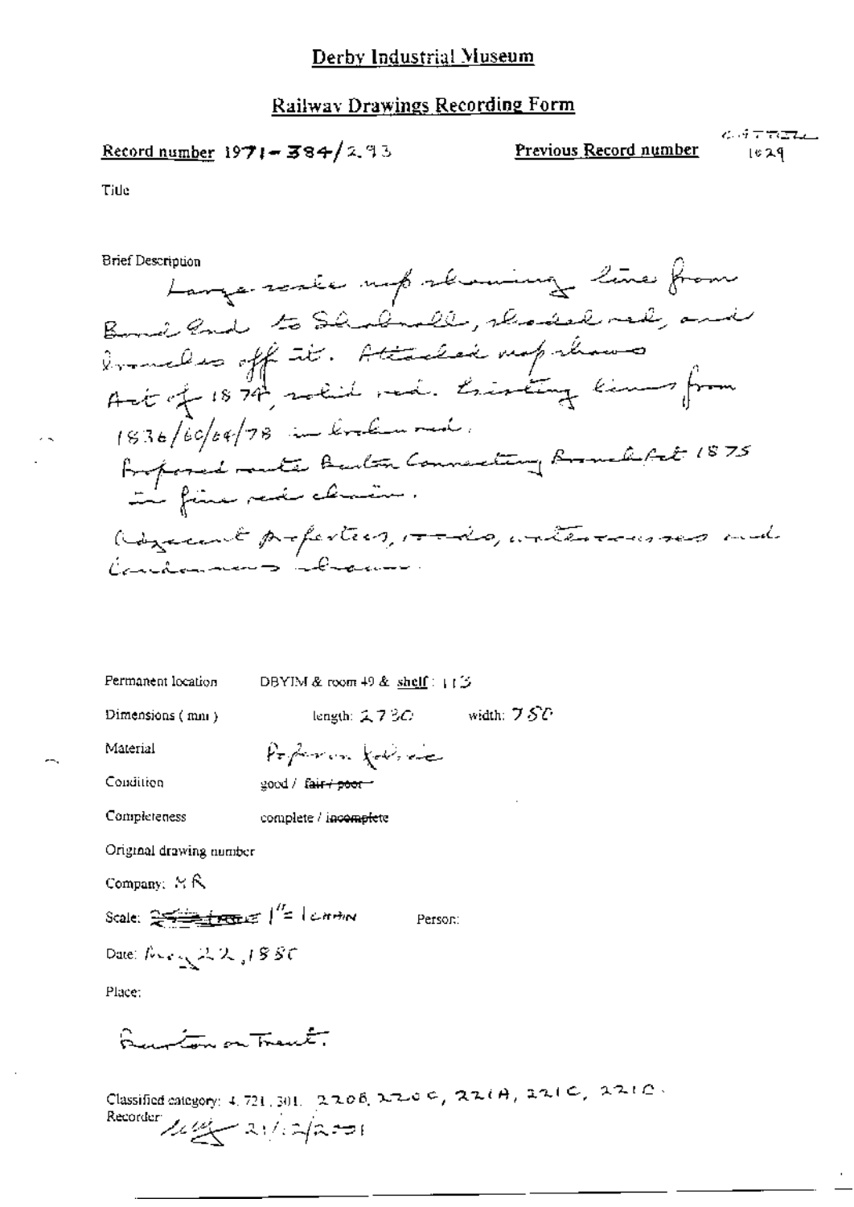# Derby Industrial Museum

## Railway Drawings Recording Form

**Record number** 1971-384/2.93

**Previous Record number** CATTELL 1029

Title

Brief Description

Large scale map showing line from Bond End to Shobnall, shaded red, and branches off it. Attached map shows Act of 1874, solid red. Existing lines from 1836/60/64/78 in broken red. Proposed route Burton Connecting Branch Act 1875 in fine red chain.

Adjacent properties, roads, watercourses and landowners shown.

Permanent location DBYIM & room 49 & shelf: 113

Dimensions (mm) length: 2730 width: 750

Material Paper on fabric

Condition good / ~~fair / poor~~

Completeness complete / ~~incomplete~~

Original drawing number

Company: MR

Scale: ~~~~ 1" = 1 chain

Person:

Date: Aug 22, 1880

Place:

Burton on Trent.

Classified category: 4.721.301. 220B, 220C, 221A, 221C, 221D.

Recorder: ~~~ 21/2/2001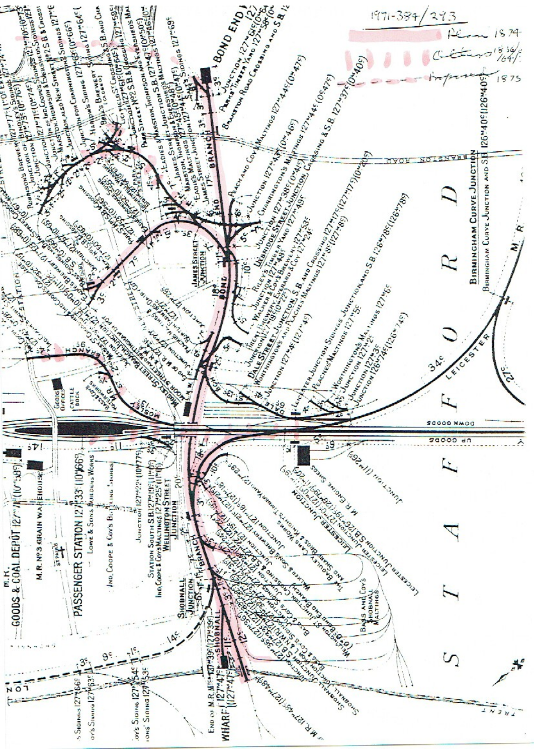1971-384/293

Plan 1874

Alterations 1836/64

Proposed 1875

BOND END

BOND END BRANCH

JAMES STREET JUNCTION

UXBRIDGE STREET JUNCTION

DALE STREET JUNCTION

MOSLEY STREET BRANCH

HAY BRANCH

WELLINGTON STREET JUNCTION

SHOBNALL JUNCTION

SHOBNALL WHARF

LEICESTER JUNCTION

BIRMINGHAM CURVE JUNCTION

Birmingham Curve Junction and S.B. 126m 40c (126m 40c)

M.R. GOODS & COAL DEPOT 127m 1f (10m 38c)

M.R. No 3 GRAIN WAREHOUSE

PASSENGER STATION 127m 33c (10m 66c)

Lowe & Sons Builders Works

Ind, Coope & Coy's Building Stores

Station South S.B. 127m 19c (11m 0c)

Ind, Coope & Coy's Maltings 127m 25c (11m 6c)

End of M.R. Mrs 127m 39c (127m 39c)

WHARF 127m 47c (127m 47c)

Goods Offices

Cattle Dock

DOWN GOODS

UP GOODS

M.R. Engine Sheds

Leicester Junction S.B. 126m 75c (126m 75c)

Junction (11m 26c)

Bass and Coy's Shobnall Maltings

Shobnall Junction

Worthington's Maltings

Leicester Junction Sidings Junction and S.B. 126m 78c (126m 78c)

Peache's Maltings

Trent Brewery Junction

Worthington's and Peache's Maltings

Riley's Timber Yard

Walker & Coy's Brewery

Everard & Coy

Charrington's Maltings

Peach and Coy's Maltings

Bond End Junction

Branston Road Crossing and S.B.

Parker's Timber Yard

BRANSTON ROAD

James Street

Marston Maltings Junction

James Thompson

Eadies Street

Marston, Thompson and Evershed's Maltings

Hardy's Brewery

Bell's (Closed)

Junction for Charrington

Robinson's Brewery

Bindley's Sidings

Ind, Coope & Evershed's Sidings

Marston's New Street Sidings

S.B. and Crossing

Bass's Brewery

Moor Street

Anderstaff Sidings

L. & N.W.

LEICESTER

M.R.

S T A F F O R D

TRENT

34c

27c

14c